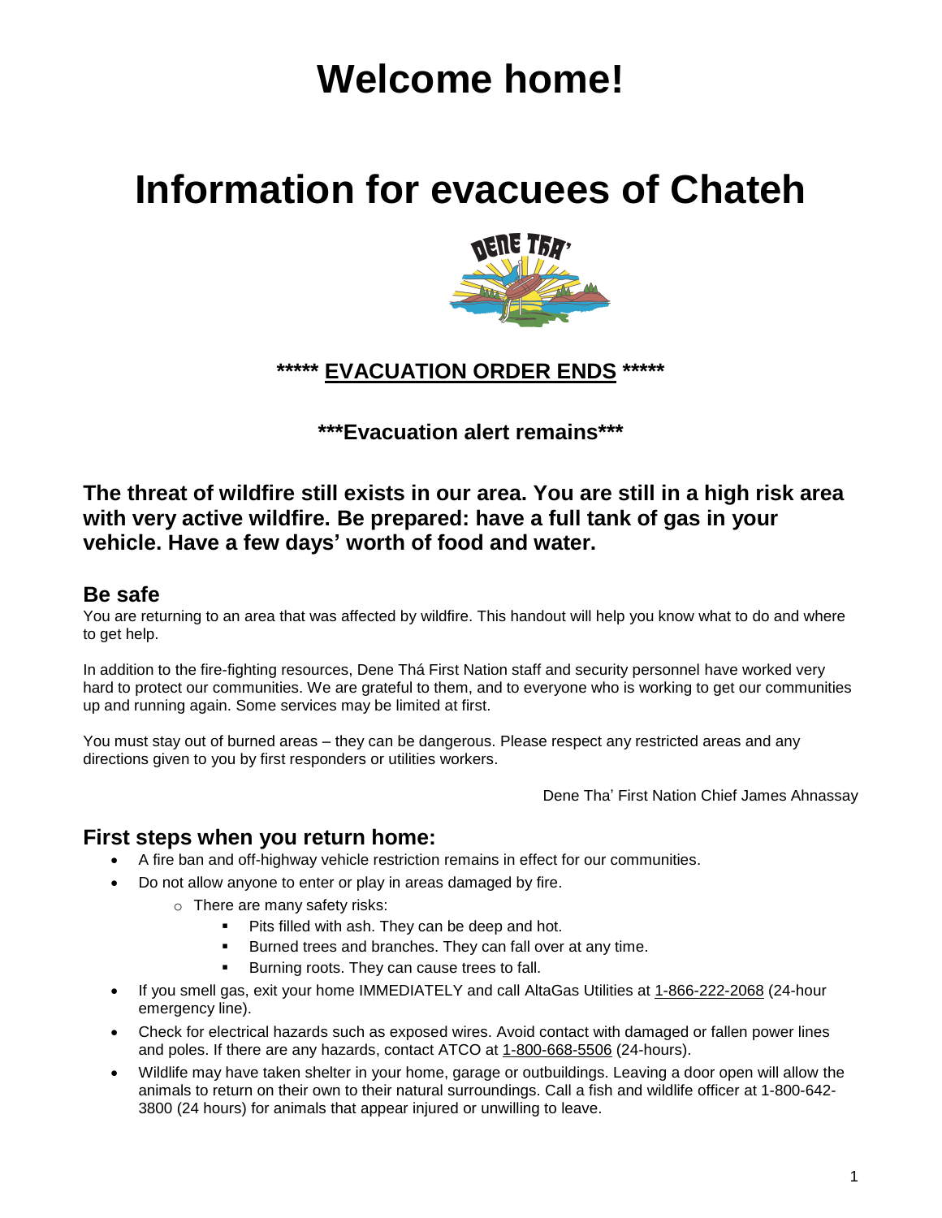# Welcome home!

# Information for evacuees of Chateh

**\*\*\*\*\* EVACUATION ORDER ENDS \*\*\*\*\***

**\*\*\*Evacuation alert remains\*\*\***

**The threat of wildfire still exists in our area. You are still in a high risk area with very active wildfire. Be prepared: have a full tank of gas in your vehicle. Have a few days' worth of food and water.**

## Be safe

You are returning to an area that was affected by wildfire. This handout will help you know what to do and where to get help.

In addition to the fire-fighting resources, Dene Thá First Nation staff and security personnel have worked very hard to protect our communities. We are grateful to them, and to everyone who is working to get our communities up and running again. Some services may be limited at first.

You must stay out of burned areas – they can be dangerous. Please respect any restricted areas and any directions given to you by first responders or utilities workers.

Dene Tha' First Nation Chief James Ahnassay

## First steps when you return home:

- A fire ban and off-highway vehicle restriction remains in effect for our communities.
- Do not allow anyone to enter or play in areas damaged by fire.
  - There are many safety risks:
    - Pits filled with ash. They can be deep and hot.
    - Burned trees and branches. They can fall over at any time.
    - Burning roots. They can cause trees to fall.
- If you smell gas, exit your home IMMEDIATELY and call AltaGas Utilities at 1-866-222-2068 (24-hour emergency line).
- Check for electrical hazards such as exposed wires. Avoid contact with damaged or fallen power lines and poles. If there are any hazards, contact ATCO at 1-800-668-5506 (24-hours).
- Wildlife may have taken shelter in your home, garage or outbuildings. Leaving a door open will allow the animals to return on their own to their natural surroundings. Call a fish and wildlife officer at 1-800-642-3800 (24 hours) for animals that appear injured or unwilling to leave.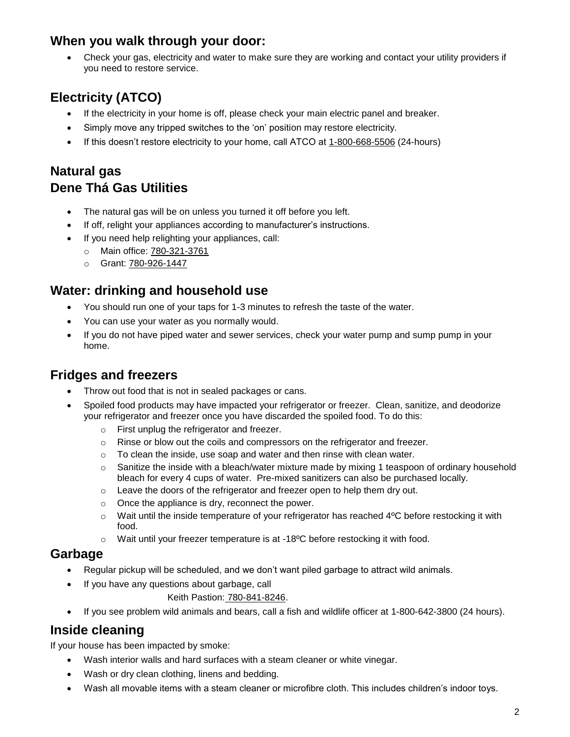## When you walk through your door:

- Check your gas, electricity and water to make sure they are working and contact your utility providers if you need to restore service.

## Electricity (ATCO)

- If the electricity in your home is off, please check your main electric panel and breaker.
- Simply move any tripped switches to the 'on' position may restore electricity.
- If this doesn't restore electricity to your home, call ATCO at 1-800-668-5506 (24-hours)

## Natural gas
## Dene Thá Gas Utilities

- The natural gas will be on unless you turned it off before you left.
- If off, relight your appliances according to manufacturer's instructions.
- If you need help relighting your appliances, call:
  - Main office: 780-321-3761
  - Grant: 780-926-1447

## Water: drinking and household use

- You should run one of your taps for 1-3 minutes to refresh the taste of the water.
- You can use your water as you normally would.
- If you do not have piped water and sewer services, check your water pump and sump pump in your home.

## Fridges and freezers

- Throw out food that is not in sealed packages or cans.
- Spoiled food products may have impacted your refrigerator or freezer. Clean, sanitize, and deodorize your refrigerator and freezer once you have discarded the spoiled food. To do this:
  - First unplug the refrigerator and freezer.
  - Rinse or blow out the coils and compressors on the refrigerator and freezer.
  - To clean the inside, use soap and water and then rinse with clean water.
  - Sanitize the inside with a bleach/water mixture made by mixing 1 teaspoon of ordinary household bleach for every 4 cups of water. Pre-mixed sanitizers can also be purchased locally.
  - Leave the doors of the refrigerator and freezer open to help them dry out.
  - Once the appliance is dry, reconnect the power.
  - Wait until the inside temperature of your refrigerator has reached 4ºC before restocking it with food.
  - Wait until your freezer temperature is at -18ºC before restocking it with food.

## Garbage

- Regular pickup will be scheduled, and we don't want piled garbage to attract wild animals.
- If you have any questions about garbage, call
  
  Keith Pastion: 780-841-8246.
- If you see problem wild animals and bears, call a fish and wildlife officer at 1-800-642-3800 (24 hours).

## Inside cleaning

If your house has been impacted by smoke:

- Wash interior walls and hard surfaces with a steam cleaner or white vinegar.
- Wash or dry clean clothing, linens and bedding.
- Wash all movable items with a steam cleaner or microfibre cloth. This includes children's indoor toys.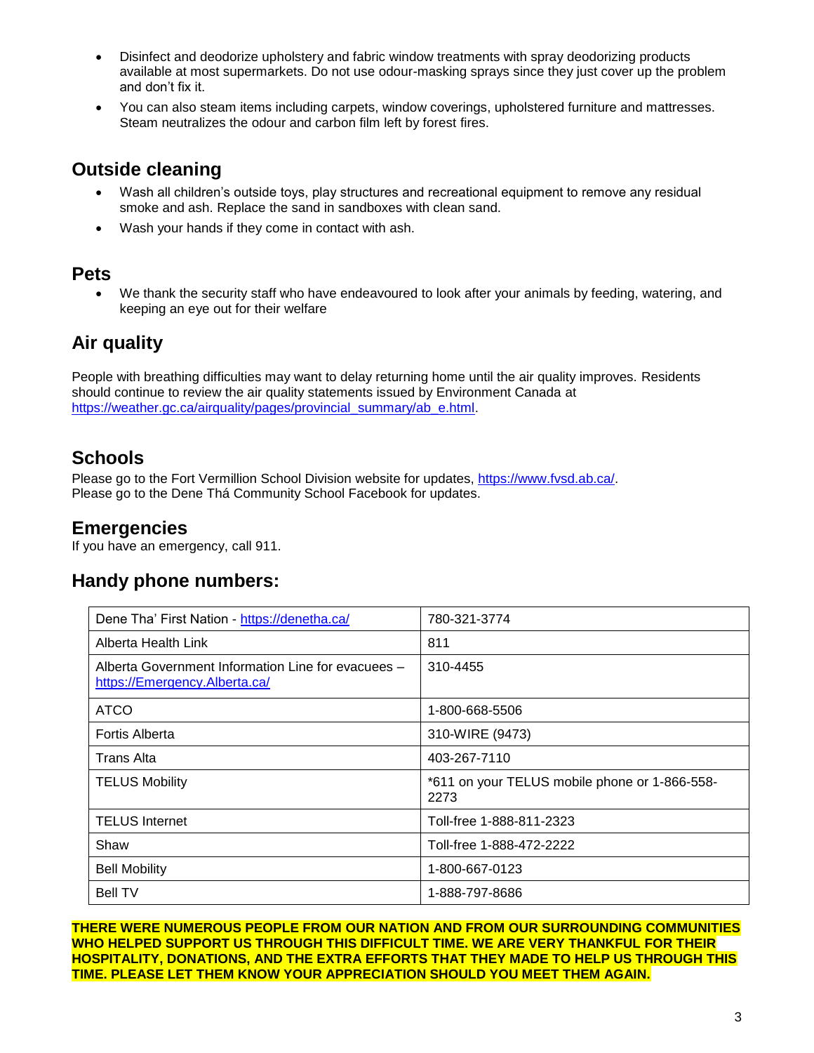- Disinfect and deodorize upholstery and fabric window treatments with spray deodorizing products available at most supermarkets. Do not use odour-masking sprays since they just cover up the problem and don't fix it.
- You can also steam items including carpets, window coverings, upholstered furniture and mattresses. Steam neutralizes the odour and carbon film left by forest fires.

## Outside cleaning

- Wash all children's outside toys, play structures and recreational equipment to remove any residual smoke and ash. Replace the sand in sandboxes with clean sand.
- Wash your hands if they come in contact with ash.

## Pets

- We thank the security staff who have endeavoured to look after your animals by feeding, watering, and keeping an eye out for their welfare

## Air quality

People with breathing difficulties may want to delay returning home until the air quality improves. Residents should continue to review the air quality statements issued by Environment Canada at https://weather.gc.ca/airquality/pages/provincial_summary/ab_e.html.

## Schools

Please go to the Fort Vermillion School Division website for updates, https://www.fvsd.ab.ca/.
Please go to the Dene Thá Community School Facebook for updates.

## Emergencies

If you have an emergency, call 911.

## Handy phone numbers:

| | |
|---|---|
| Dene Tha' First Nation - https://denetha.ca/ | 780-321-3774 |
| Alberta Health Link | 811 |
| Alberta Government Information Line for evacuees – https://Emergency.Alberta.ca/ | 310-4455 |
| ATCO | 1-800-668-5506 |
| Fortis Alberta | 310-WIRE (9473) |
| Trans Alta | 403-267-7110 |
| TELUS Mobility | *611 on your TELUS mobile phone or 1-866-558-2273 |
| TELUS Internet | Toll-free 1-888-811-2323 |
| Shaw | Toll-free 1-888-472-2222 |
| Bell Mobility | 1-800-667-0123 |
| Bell TV | 1-888-797-8686 |

**THERE WERE NUMEROUS PEOPLE FROM OUR NATION AND FROM OUR SURROUNDING COMMUNITIES WHO HELPED SUPPORT US THROUGH THIS DIFFICULT TIME. WE ARE VERY THANKFUL FOR THEIR HOSPITALITY, DONATIONS, AND THE EXTRA EFFORTS THAT THEY MADE TO HELP US THROUGH THIS TIME. PLEASE LET THEM KNOW YOUR APPRECIATION SHOULD YOU MEET THEM AGAIN.**